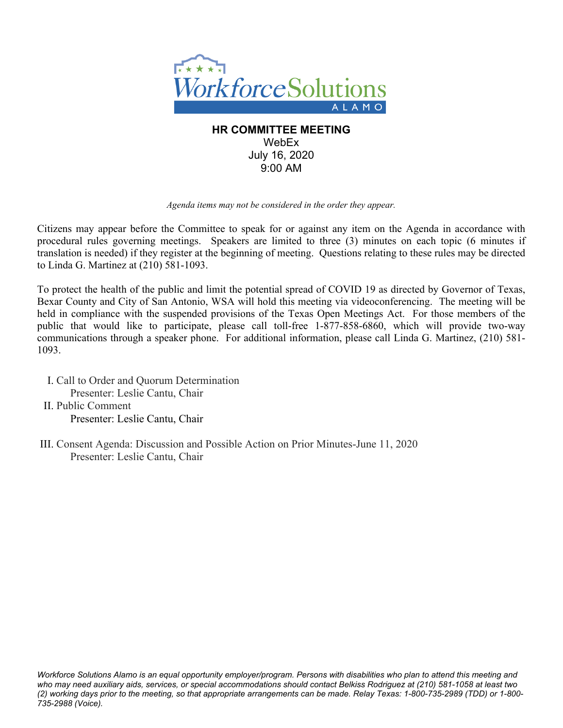# HR COMMITTEE MEETING

WebEx
July 16, 2020
9:00 AM

*Agenda items may not be considered in the order they appear.*

Citizens may appear before the Committee to speak for or against any item on the Agenda in accordance with procedural rules governing meetings. Speakers are limited to three (3) minutes on each topic (6 minutes if translation is needed) if they register at the beginning of meeting. Questions relating to these rules may be directed to Linda G. Martinez at (210) 581-1093.

To protect the health of the public and limit the potential spread of COVID 19 as directed by Governor of Texas, Bexar County and City of San Antonio, WSA will hold this meeting via videoconferencing. The meeting will be held in compliance with the suspended provisions of the Texas Open Meetings Act. For those members of the public that would like to participate, please call toll-free 1-877-858-6860, which will provide two-way communications through a speaker phone. For additional information, please call Linda G. Martinez, (210) 581-1093.

I. Call to Order and Quorum Determination
   Presenter: Leslie Cantu, Chair

II. Public Comment
   Presenter: Leslie Cantu, Chair

III. Consent Agenda: Discussion and Possible Action on Prior Minutes-June 11, 2020
   Presenter: Leslie Cantu, Chair

*Workforce Solutions Alamo is an equal opportunity employer/program. Persons with disabilities who plan to attend this meeting and who may need auxiliary aids, services, or special accommodations should contact Belkiss Rodriguez at (210) 581-1058 at least two (2) working days prior to the meeting, so that appropriate arrangements can be made. Relay Texas: 1-800-735-2989 (TDD) or 1-800-735-2988 (Voice).*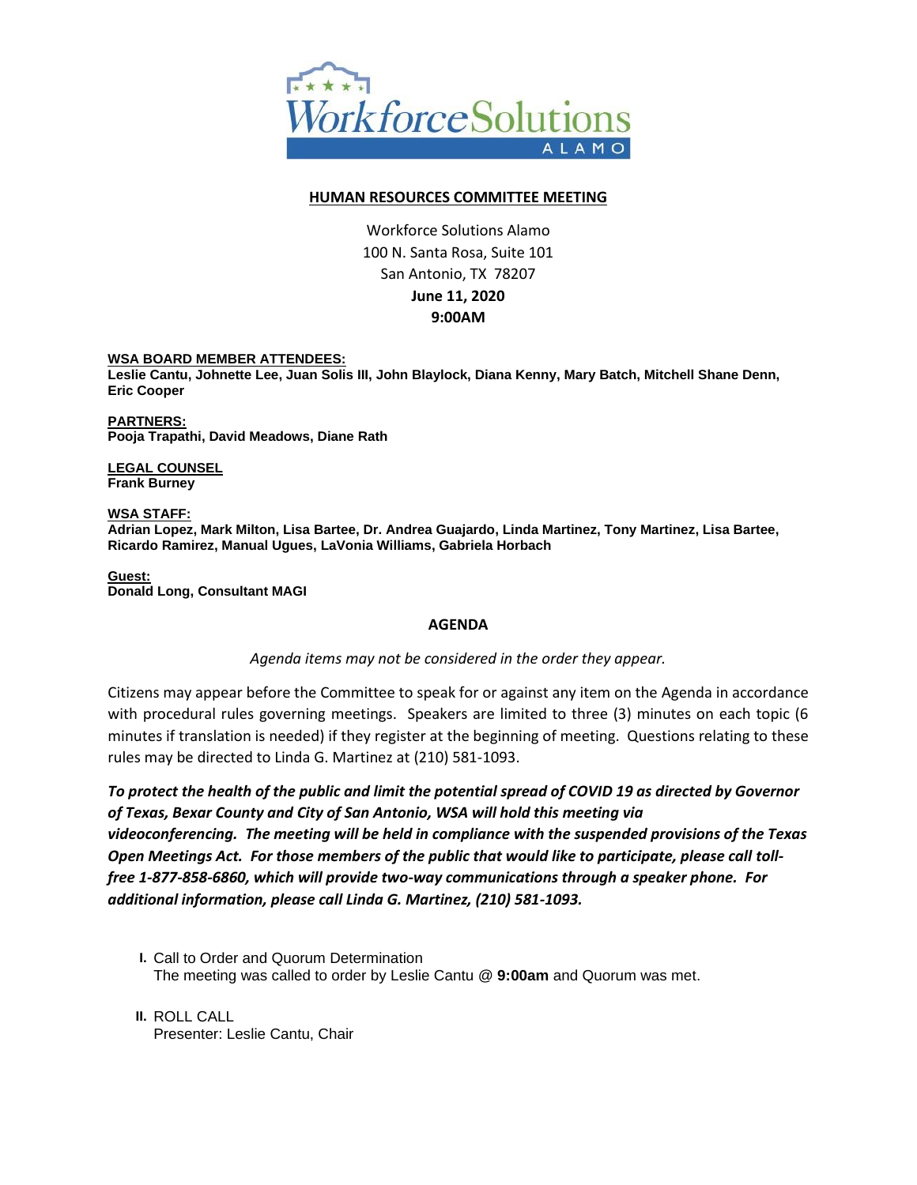## HUMAN RESOURCES COMMITTEE MEETING

Workforce Solutions Alamo
100 N. Santa Rosa, Suite 101
San Antonio, TX 78207
**June 11, 2020**
**9:00AM**

**WSA BOARD MEMBER ATTENDEES:**
**Leslie Cantu, Johnette Lee, Juan Solis III, John Blaylock, Diana Kenny, Mary Batch, Mitchell Shane Denn, Eric Cooper**

**PARTNERS:**
**Pooja Trapathi, David Meadows, Diane Rath**

**LEGAL COUNSEL**
**Frank Burney**

**WSA STAFF:**
**Adrian Lopez, Mark Milton, Lisa Bartee, Dr. Andrea Guajardo, Linda Martinez, Tony Martinez, Lisa Bartee, Ricardo Ramirez, Manual Ugues, LaVonia Williams, Gabriela Horbach**

**Guest:**
**Donald Long, Consultant MAGI**

### AGENDA

*Agenda items may not be considered in the order they appear.*

Citizens may appear before the Committee to speak for or against any item on the Agenda in accordance with procedural rules governing meetings. Speakers are limited to three (3) minutes on each topic (6 minutes if translation is needed) if they register at the beginning of meeting. Questions relating to these rules may be directed to Linda G. Martinez at (210) 581-1093.

***To protect the health of the public and limit the potential spread of COVID 19 as directed by Governor of Texas, Bexar County and City of San Antonio, WSA will hold this meeting via videoconferencing. The meeting will be held in compliance with the suspended provisions of the Texas Open Meetings Act. For those members of the public that would like to participate, please call toll-free 1-877-858-6860, which will provide two-way communications through a speaker phone. For additional information, please call Linda G. Martinez, (210) 581-1093.***

I. Call to Order and Quorum Determination
The meeting was called to order by Leslie Cantu @ **9:00am** and Quorum was met.

II. ROLL CALL
Presenter: Leslie Cantu, Chair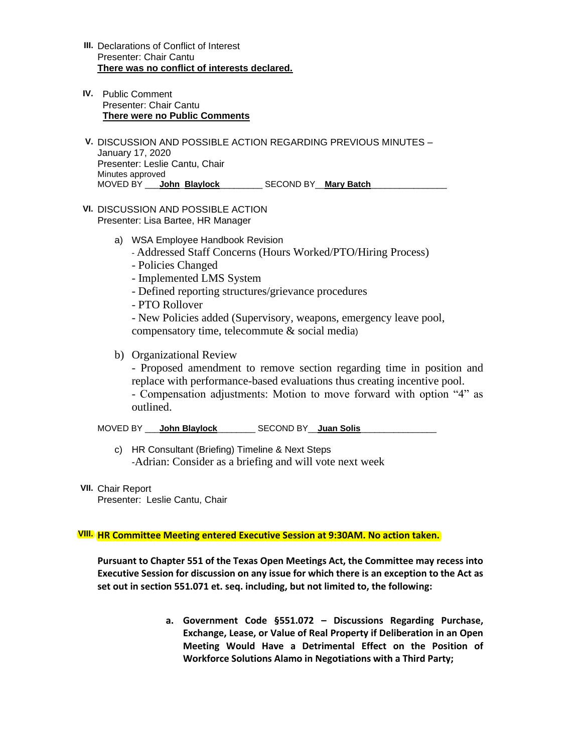III. Declarations of Conflict of Interest
Presenter: Chair Cantu
**There was no conflict of interests declared.**

IV. Public Comment
Presenter: Chair Cantu
**There were no Public Comments**

V. DISCUSSION AND POSSIBLE ACTION REGARDING PREVIOUS MINUTES – January 17, 2020
Presenter: Leslie Cantu, Chair
Minutes approved
MOVED BY ___**John Blaylock**_________ SECOND BY__**Mary Batch**________________

VI. DISCUSSION AND POSSIBLE ACTION
Presenter: Lisa Bartee, HR Manager

a) WSA Employee Handbook Revision
   - Addressed Staff Concerns (Hours Worked/PTO/Hiring Process)
   - Policies Changed
   - Implemented LMS System
   - Defined reporting structures/grievance procedures
   - PTO Rollover
   - New Policies added (Supervisory, weapons, emergency leave pool, compensatory time, telecommute & social media)

b) Organizational Review
   - Proposed amendment to remove section regarding time in position and replace with performance-based evaluations thus creating incentive pool.
   - Compensation adjustments: Motion to move forward with option "4" as outlined.

MOVED BY ___**John Blaylock**________ SECOND BY__**Juan Solis**________________

c) HR Consultant (Briefing) Timeline & Next Steps
   -Adrian: Consider as a briefing and will vote next week

VII. Chair Report
Presenter: Leslie Cantu, Chair

VIII. **HR Committee Meeting entered Executive Session at 9:30AM. No action taken.**

**Pursuant to Chapter 551 of the Texas Open Meetings Act, the Committee may recess into Executive Session for discussion on any issue for which there is an exception to the Act as set out in section 551.071 et. seq. including, but not limited to, the following:**

a. **Government Code §551.072 – Discussions Regarding Purchase, Exchange, Lease, or Value of Real Property if Deliberation in an Open Meeting Would Have a Detrimental Effect on the Position of Workforce Solutions Alamo in Negotiations with a Third Party;**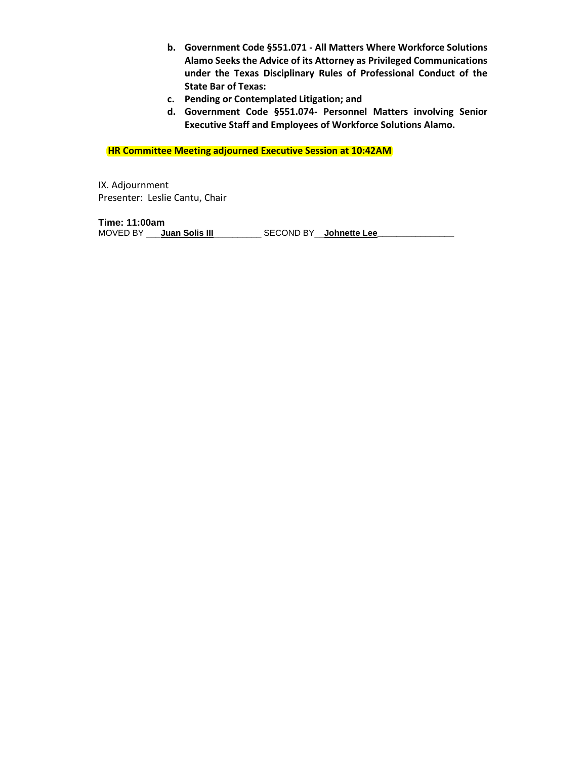b. **Government Code §551.071 - All Matters Where Workforce Solutions Alamo Seeks the Advice of its Attorney as Privileged Communications under the Texas Disciplinary Rules of Professional Conduct of the State Bar of Texas:**
c. **Pending or Contemplated Litigation; and**
d. **Government Code §551.074- Personnel Matters involving Senior Executive Staff and Employees of Workforce Solutions Alamo.**

**HR Committee Meeting adjourned Executive Session at 10:42AM**

IX. Adjournment
Presenter: Leslie Cantu, Chair

**Time: 11:00am**
MOVED BY ___**Juan Solis III**_________ SECOND BY__**Johnette Lee**_______________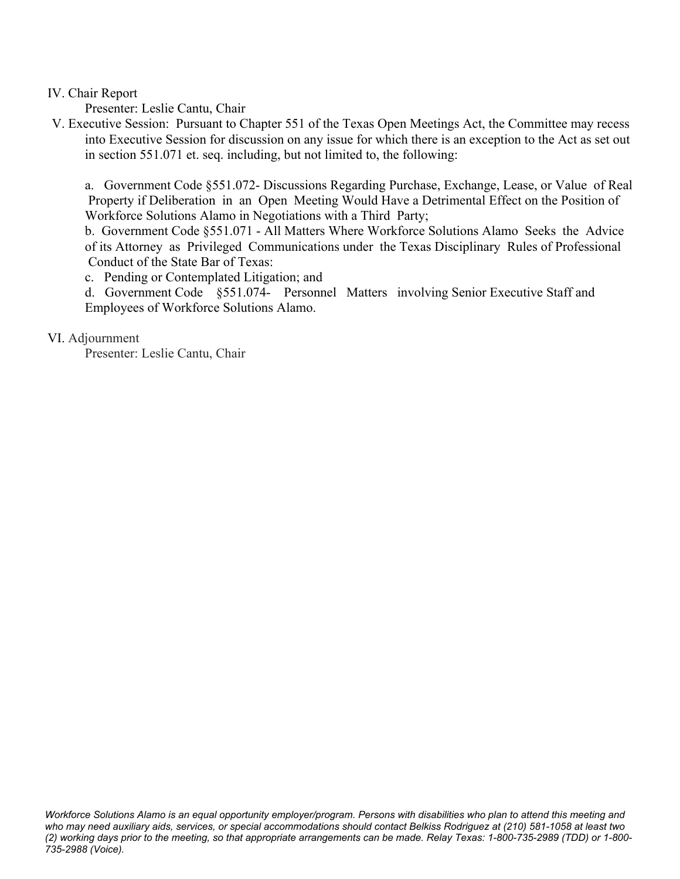IV. Chair Report

Presenter: Leslie Cantu, Chair

V. Executive Session: Pursuant to Chapter 551 of the Texas Open Meetings Act, the Committee may recess into Executive Session for discussion on any issue for which there is an exception to the Act as set out in section 551.071 et. seq. including, but not limited to, the following:

a. Government Code §551.072- Discussions Regarding Purchase, Exchange, Lease, or Value of Real Property if Deliberation in an Open Meeting Would Have a Detrimental Effect on the Position of Workforce Solutions Alamo in Negotiations with a Third Party;

b. Government Code §551.071 - All Matters Where Workforce Solutions Alamo Seeks the Advice of its Attorney as Privileged Communications under the Texas Disciplinary Rules of Professional Conduct of the State Bar of Texas:

c. Pending or Contemplated Litigation; and

d. Government Code §551.074- Personnel Matters involving Senior Executive Staff and Employees of Workforce Solutions Alamo.

VI. Adjournment

Presenter: Leslie Cantu, Chair

*Workforce Solutions Alamo is an equal opportunity employer/program. Persons with disabilities who plan to attend this meeting and who may need auxiliary aids, services, or special accommodations should contact Belkiss Rodriguez at (210) 581-1058 at least two (2) working days prior to the meeting, so that appropriate arrangements can be made. Relay Texas: 1-800-735-2989 (TDD) or 1-800-735-2988 (Voice).*